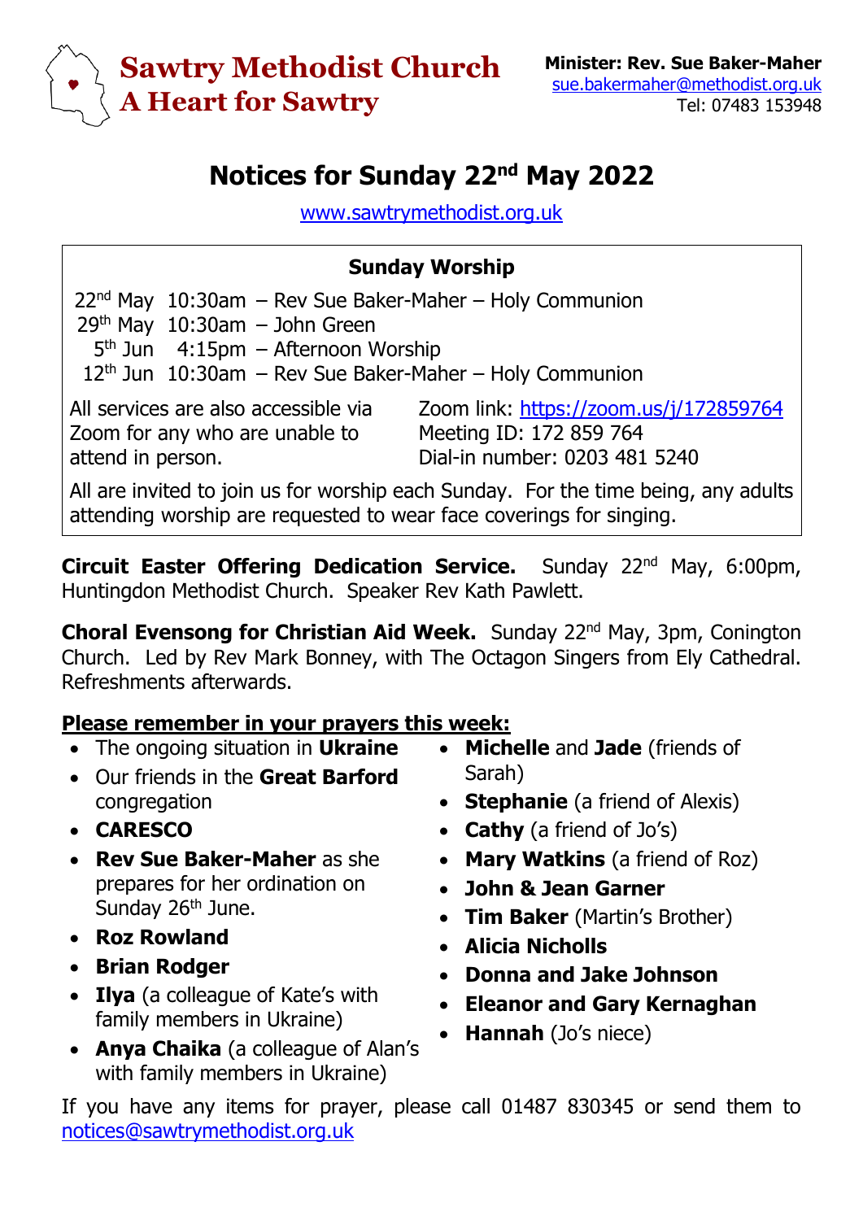# Sawtry Methodist Church
## A Heart for Sawtry

**Minister: Rev. Sue Baker-Maher**
sue.bakermaher@methodist.org.uk
Tel: 07483 153948

# Notices for Sunday 22nd May 2022

www.sawtrymethodist.org.uk

### Sunday Worship

| | | |
|---|---|---|
| 22nd May | 10:30am | – Rev Sue Baker-Maher – Holy Communion |
| 29th May | 10:30am | – John Green |
| 5th Jun | 4:15pm | – Afternoon Worship |
| 12th Jun | 10:30am | – Rev Sue Baker-Maher – Holy Communion |

All services are also accessible via Zoom for any who are unable to attend in person.

Zoom link: https://zoom.us/j/172859764
Meeting ID: 172 859 764
Dial-in number: 0203 481 5240

All are invited to join us for worship each Sunday. For the time being, any adults attending worship are requested to wear face coverings for singing.

**Circuit Easter Offering Dedication Service.** Sunday 22nd May, 6:00pm, Huntingdon Methodist Church. Speaker Rev Kath Pawlett.

**Choral Evensong for Christian Aid Week.** Sunday 22nd May, 3pm, Conington Church. Led by Rev Mark Bonney, with The Octagon Singers from Ely Cathedral. Refreshments afterwards.

**Please remember in your prayers this week:**

- The ongoing situation in **Ukraine**
- Our friends in the **Great Barford** congregation
- **CARESCO**
- **Rev Sue Baker-Maher** as she prepares for her ordination on Sunday 26th June.
- **Roz Rowland**
- **Brian Rodger**
- **Ilya** (a colleague of Kate's with family members in Ukraine)
- **Anya Chaika** (a colleague of Alan's with family members in Ukraine)
- **Michelle** and **Jade** (friends of Sarah)
- **Stephanie** (a friend of Alexis)
- **Cathy** (a friend of Jo's)
- **Mary Watkins** (a friend of Roz)
- **John & Jean Garner**
- **Tim Baker** (Martin's Brother)
- **Alicia Nicholls**
- **Donna and Jake Johnson**
- **Eleanor and Gary Kernaghan**
- **Hannah** (Jo's niece)

If you have any items for prayer, please call 01487 830345 or send them to notices@sawtrymethodist.org.uk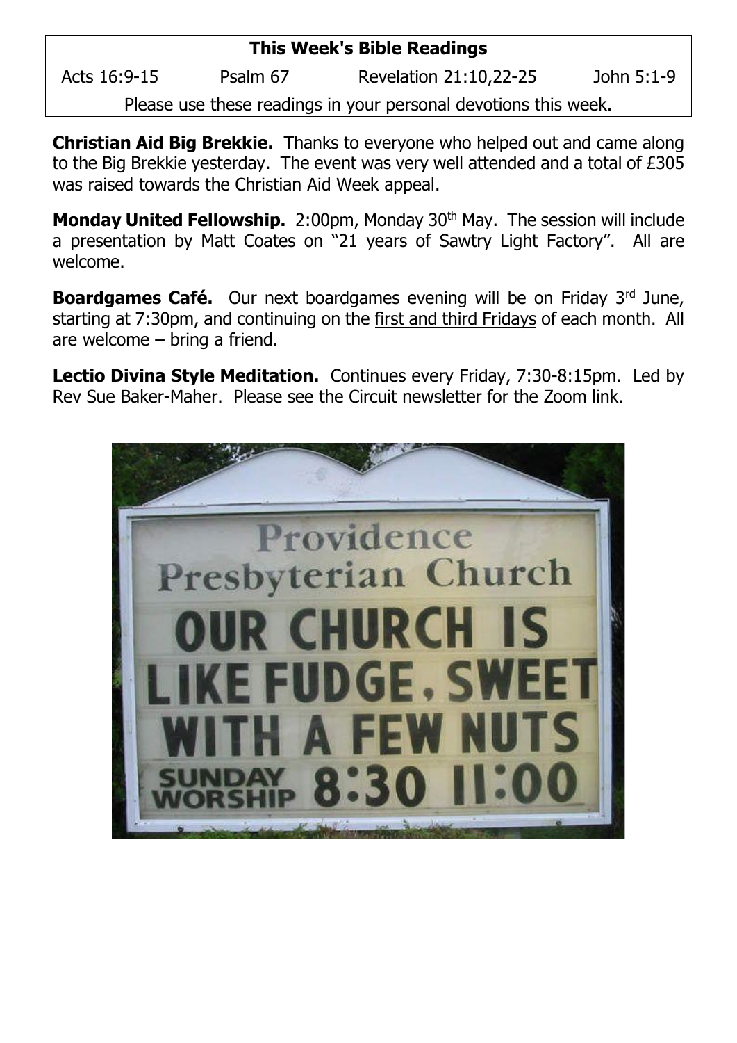**This Week's Bible Readings**

| | | | |
|---|---|---|---|
| Acts 16:9-15 | Psalm 67 | Revelation 21:10,22-25 | John 5:1-9 |

Please use these readings in your personal devotions this week.

**Christian Aid Big Brekkie.** Thanks to everyone who helped out and came along to the Big Brekkie yesterday. The event was very well attended and a total of £305 was raised towards the Christian Aid Week appeal.

**Monday United Fellowship.** 2:00pm, Monday 30th May. The session will include a presentation by Matt Coates on "21 years of Sawtry Light Factory". All are welcome.

**Boardgames Café.** Our next boardgames evening will be on Friday 3rd June, starting at 7:30pm, and continuing on the first and third Fridays of each month. All are welcome – bring a friend.

**Lectio Divina Style Meditation.** Continues every Friday, 7:30-8:15pm. Led by Rev Sue Baker-Maher. Please see the Circuit newsletter for the Zoom link.

Providence Presbyterian Church

OUR CHURCH IS LIKE FUDGE, SWEET WITH A FEW NUTS

SUNDAY WORSHIP 8:30 11:00